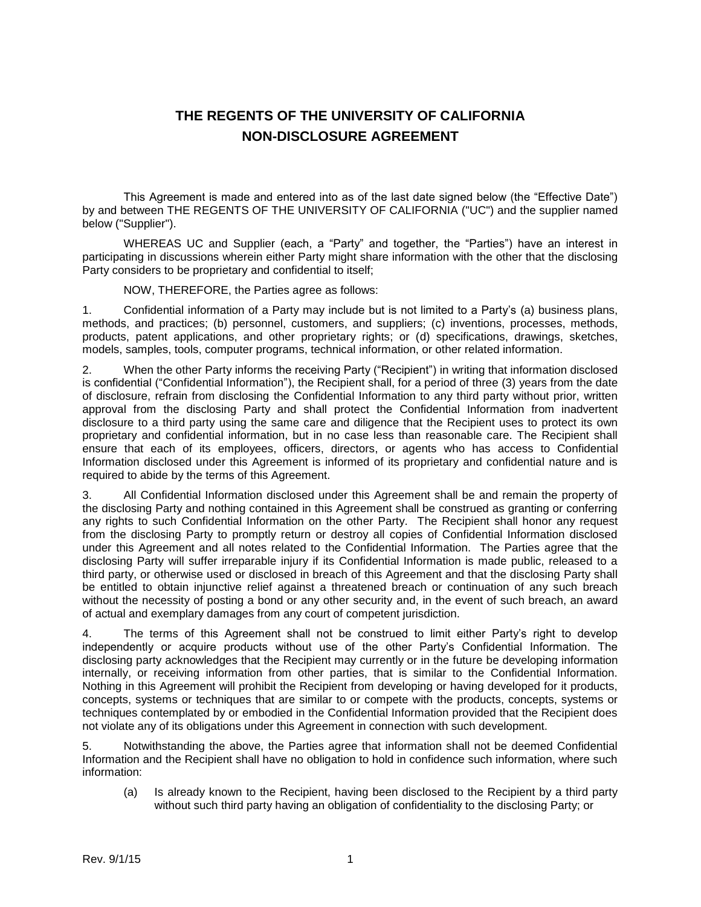# THE REGENTS OF THE UNIVERSITY OF CALIFORNIA NON-DISCLOSURE AGREEMENT

This Agreement is made and entered into as of the last date signed below (the "Effective Date") by and between THE REGENTS OF THE UNIVERSITY OF CALIFORNIA ("UC") and the supplier named below ("Supplier").

WHEREAS UC and Supplier (each, a "Party" and together, the "Parties") have an interest in participating in discussions wherein either Party might share information with the other that the disclosing Party considers to be proprietary and confidential to itself;

NOW, THEREFORE, the Parties agree as follows:

1. Confidential information of a Party may include but is not limited to a Party's (a) business plans, methods, and practices; (b) personnel, customers, and suppliers; (c) inventions, processes, methods, products, patent applications, and other proprietary rights; or (d) specifications, drawings, sketches, models, samples, tools, computer programs, technical information, or other related information.

2. When the other Party informs the receiving Party ("Recipient") in writing that information disclosed is confidential ("Confidential Information"), the Recipient shall, for a period of three (3) years from the date of disclosure, refrain from disclosing the Confidential Information to any third party without prior, written approval from the disclosing Party and shall protect the Confidential Information from inadvertent disclosure to a third party using the same care and diligence that the Recipient uses to protect its own proprietary and confidential information, but in no case less than reasonable care. The Recipient shall ensure that each of its employees, officers, directors, or agents who has access to Confidential Information disclosed under this Agreement is informed of its proprietary and confidential nature and is required to abide by the terms of this Agreement.

3. All Confidential Information disclosed under this Agreement shall be and remain the property of the disclosing Party and nothing contained in this Agreement shall be construed as granting or conferring any rights to such Confidential Information on the other Party. The Recipient shall honor any request from the disclosing Party to promptly return or destroy all copies of Confidential Information disclosed under this Agreement and all notes related to the Confidential Information. The Parties agree that the disclosing Party will suffer irreparable injury if its Confidential Information is made public, released to a third party, or otherwise used or disclosed in breach of this Agreement and that the disclosing Party shall be entitled to obtain injunctive relief against a threatened breach or continuation of any such breach without the necessity of posting a bond or any other security and, in the event of such breach, an award of actual and exemplary damages from any court of competent jurisdiction.

4. The terms of this Agreement shall not be construed to limit either Party's right to develop independently or acquire products without use of the other Party's Confidential Information. The disclosing party acknowledges that the Recipient may currently or in the future be developing information internally, or receiving information from other parties, that is similar to the Confidential Information. Nothing in this Agreement will prohibit the Recipient from developing or having developed for it products, concepts, systems or techniques that are similar to or compete with the products, concepts, systems or techniques contemplated by or embodied in the Confidential Information provided that the Recipient does not violate any of its obligations under this Agreement in connection with such development.

5. Notwithstanding the above, the Parties agree that information shall not be deemed Confidential Information and the Recipient shall have no obligation to hold in confidence such information, where such information:

   (a) Is already known to the Recipient, having been disclosed to the Recipient by a third party without such third party having an obligation of confidentiality to the disclosing Party; or

Rev. 9/1/15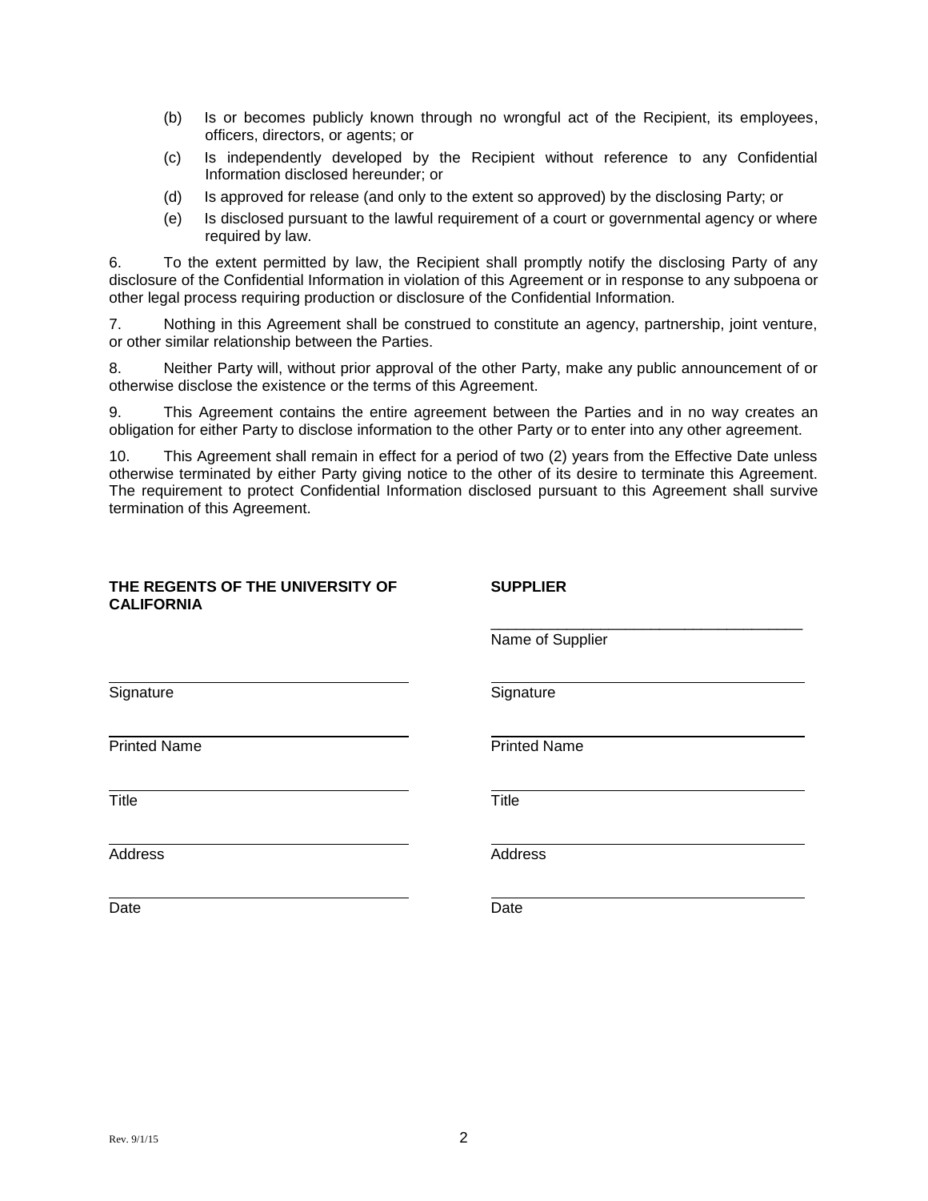(b) Is or becomes publicly known through no wrongful act of the Recipient, its employees, officers, directors, or agents; or

(c) Is independently developed by the Recipient without reference to any Confidential Information disclosed hereunder; or

(d) Is approved for release (and only to the extent so approved) by the disclosing Party; or

(e) Is disclosed pursuant to the lawful requirement of a court or governmental agency or where required by law.

6. To the extent permitted by law, the Recipient shall promptly notify the disclosing Party of any disclosure of the Confidential Information in violation of this Agreement or in response to any subpoena or other legal process requiring production or disclosure of the Confidential Information.

7. Nothing in this Agreement shall be construed to constitute an agency, partnership, joint venture, or other similar relationship between the Parties.

8. Neither Party will, without prior approval of the other Party, make any public announcement of or otherwise disclose the existence or the terms of this Agreement.

9. This Agreement contains the entire agreement between the Parties and in no way creates an obligation for either Party to disclose information to the other Party or to enter into any other agreement.

10. This Agreement shall remain in effect for a period of two (2) years from the Effective Date unless otherwise terminated by either Party giving notice to the other of its desire to terminate this Agreement. The requirement to protect Confidential Information disclosed pursuant to this Agreement shall survive termination of this Agreement.

| **THE REGENTS OF THE UNIVERSITY OF CALIFORNIA** | **SUPPLIER** |
|---|---|
| | ______________________ Name of Supplier |
| ______________________ Signature | ______________________ Signature |
| ______________________ Printed Name | ______________________ Printed Name |
| ______________________ Title | ______________________ Title |
| ______________________ Address | ______________________ Address |
| ______________________ Date | ______________________ Date |

Rev. 9/1/15